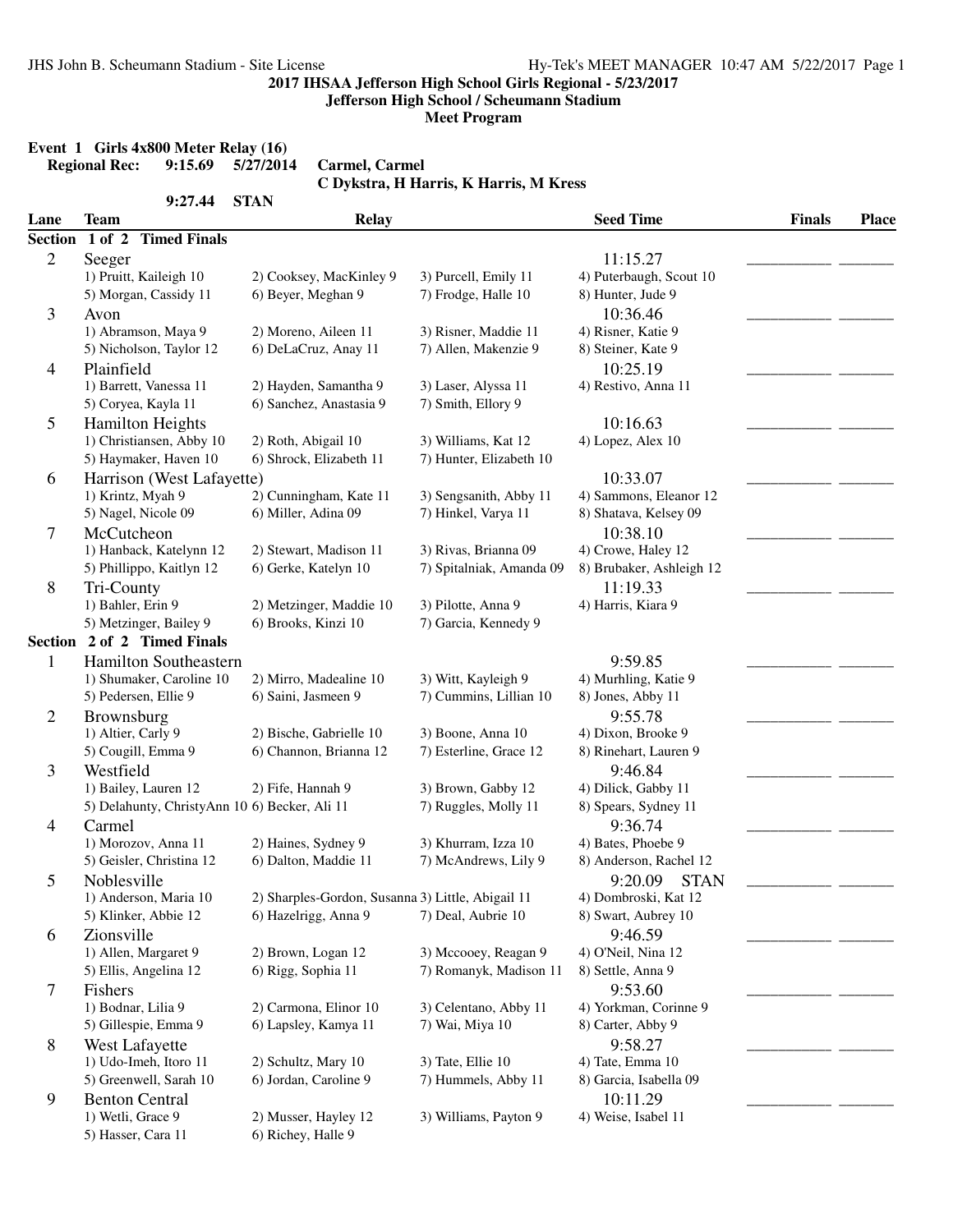# 2017 IHSAA Jefferson High School Girls Regional - 5/23/2017

## Jefferson High School / Scheumann Stadium

### Meet Program

**Event 1 Girls 4x800 Meter Relay (16)**

**Regional Rec: 9:15.69 5/27/2014 Carmel, Carmel**
**C Dykstra, H Harris, K Harris, M Kress**

**9:27.44 STAN**

| Lane | Team | Relay | | Seed Time | Finals | Place |
|---|---|---|---|---|---|---|
| **Section 1 of 2 Timed Finals** | | | | | | |
| 2 | Seeger | | | 11:15.27 | __________ | _______ |
| | 1) Pruitt, Kaileigh 10 | 2) Cooksey, MacKinley 9 | 3) Purcell, Emily 11 | 4) Puterbaugh, Scout 10 | | |
| | 5) Morgan, Cassidy 11 | 6) Beyer, Meghan 9 | 7) Frodge, Halle 10 | 8) Hunter, Jude 9 | | |
| 3 | Avon | | | 10:36.46 | __________ | _______ |
| | 1) Abramson, Maya 9 | 2) Moreno, Aileen 11 | 3) Risner, Maddie 11 | 4) Risner, Katie 9 | | |
| | 5) Nicholson, Taylor 12 | 6) DeLaCruz, Anay 11 | 7) Allen, Makenzie 9 | 8) Steiner, Kate 9 | | |
| 4 | Plainfield | | | 10:25.19 | __________ | _______ |
| | 1) Barrett, Vanessa 11 | 2) Hayden, Samantha 9 | 3) Laser, Alyssa 11 | 4) Restivo, Anna 11 | | |
| | 5) Coryea, Kayla 11 | 6) Sanchez, Anastasia 9 | 7) Smith, Ellory 9 | | | |
| 5 | Hamilton Heights | | | 10:16.63 | __________ | _______ |
| | 1) Christiansen, Abby 10 | 2) Roth, Abigail 10 | 3) Williams, Kat 12 | 4) Lopez, Alex 10 | | |
| | 5) Haymaker, Haven 10 | 6) Shrock, Elizabeth 11 | 7) Hunter, Elizabeth 10 | | | |
| 6 | Harrison (West Lafayette) | | | 10:33.07 | __________ | _______ |
| | 1) Krintz, Myah 9 | 2) Cunningham, Kate 11 | 3) Sengsanith, Abby 11 | 4) Sammons, Eleanor 12 | | |
| | 5) Nagel, Nicole 09 | 6) Miller, Adina 09 | 7) Hinkel, Varya 11 | 8) Shatava, Kelsey 09 | | |
| 7 | McCutcheon | | | 10:38.10 | __________ | _______ |
| | 1) Hanback, Katelynn 12 | 2) Stewart, Madison 11 | 3) Rivas, Brianna 09 | 4) Crowe, Haley 12 | | |
| | 5) Phillippo, Kaitlyn 12 | 6) Gerke, Katelyn 10 | 7) Spitalniak, Amanda 09 | 8) Brubaker, Ashleigh 12 | | |
| 8 | Tri-County | | | 11:19.33 | __________ | _______ |
| | 1) Bahler, Erin 9 | 2) Metzinger, Maddie 10 | 3) Pilotte, Anna 9 | 4) Harris, Kiara 9 | | |
| | 5) Metzinger, Bailey 9 | 6) Brooks, Kinzi 10 | 7) Garcia, Kennedy 9 | | | |
| **Section 2 of 2 Timed Finals** | | | | | | |
| 1 | Hamilton Southeastern | | | 9:59.85 | __________ | _______ |
| | 1) Shumaker, Caroline 10 | 2) Mirro, Madealine 10 | 3) Witt, Kayleigh 9 | 4) Murhling, Katie 9 | | |
| | 5) Pedersen, Ellie 9 | 6) Saini, Jasmeen 9 | 7) Cummins, Lillian 10 | 8) Jones, Abby 11 | | |
| 2 | Brownsburg | | | 9:55.78 | __________ | _______ |
| | 1) Altier, Carly 9 | 2) Bische, Gabrielle 10 | 3) Boone, Anna 10 | 4) Dixon, Brooke 9 | | |
| | 5) Cougill, Emma 9 | 6) Channon, Brianna 12 | 7) Esterline, Grace 12 | 8) Rinehart, Lauren 9 | | |
| 3 | Westfield | | | 9:46.84 | __________ | _______ |
| | 1) Bailey, Lauren 12 | 2) Fife, Hannah 9 | 3) Brown, Gabby 12 | 4) Dilick, Gabby 11 | | |
| | 5) Delahunty, ChristyAnn 10 | 6) Becker, Ali 11 | 7) Ruggles, Molly 11 | 8) Spears, Sydney 11 | | |
| 4 | Carmel | | | 9:36.74 | __________ | _______ |
| | 1) Morozov, Anna 11 | 2) Haines, Sydney 9 | 3) Khurram, Izza 10 | 4) Bates, Phoebe 9 | | |
| | 5) Geisler, Christina 12 | 6) Dalton, Maddie 11 | 7) McAndrews, Lily 9 | 8) Anderson, Rachel 12 | | |
| 5 | Noblesville | | | 9:20.09 STAN | __________ | _______ |
| | 1) Anderson, Maria 10 | 2) Sharples-Gordon, Susanna | 3) Little, Abigail 11 | 4) Dombroski, Kat 12 | | |
| | 5) Klinker, Abbie 12 | 6) Hazelrigg, Anna 9 | 7) Deal, Aubrie 10 | 8) Swart, Aubrey 10 | | |
| 6 | Zionsville | | | 9:46.59 | __________ | _______ |
| | 1) Allen, Margaret 9 | 2) Brown, Logan 12 | 3) Mccooey, Reagan 9 | 4) O'Neil, Nina 12 | | |
| | 5) Ellis, Angelina 12 | 6) Rigg, Sophia 11 | 7) Romanyk, Madison 11 | 8) Settle, Anna 9 | | |
| 7 | Fishers | | | 9:53.60 | __________ | _______ |
| | 1) Bodnar, Lilia 9 | 2) Carmona, Elinor 10 | 3) Celentano, Abby 11 | 4) Yorkman, Corinne 9 | | |
| | 5) Gillespie, Emma 9 | 6) Lapsley, Kamya 11 | 7) Wai, Miya 10 | 8) Carter, Abby 9 | | |
| 8 | West Lafayette | | | 9:58.27 | __________ | _______ |
| | 1) Udo-Imeh, Itoro 11 | 2) Schultz, Mary 10 | 3) Tate, Ellie 10 | 4) Tate, Emma 10 | | |
| | 5) Greenwell, Sarah 10 | 6) Jordan, Caroline 9 | 7) Hummels, Abby 11 | 8) Garcia, Isabella 09 | | |
| 9 | Benton Central | | | 10:11.29 | __________ | _______ |
| | 1) Wetli, Grace 9 | 2) Musser, Hayley 12 | 3) Williams, Payton 9 | 4) Weise, Isabel 11 | | |
| | 5) Hasser, Cara 11 | 6) Richey, Halle 9 | | | | |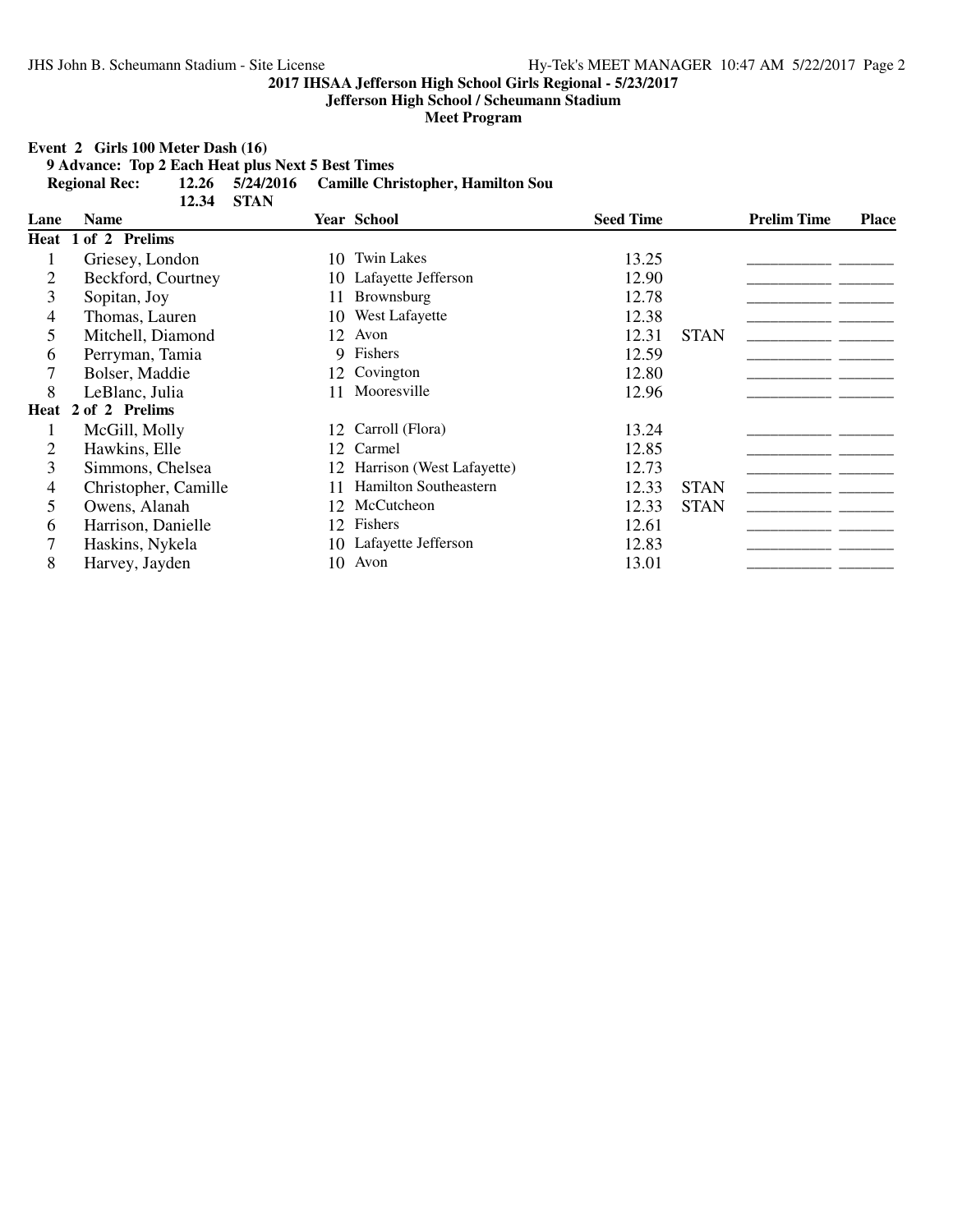**2017 IHSAA Jefferson High School Girls Regional - 5/23/2017**
**Jefferson High School / Scheumann Stadium**
**Meet Program**

**Event 2 Girls 100 Meter Dash (16)**

**9 Advance: Top 2 Each Heat plus Next 5 Best Times**

**Regional Rec: 12.26 5/24/2016 Camille Christopher, Hamilton Sou**
**12.34 STAN**

| Lane | Name | Year | School | Seed Time | | Prelim Time | Place |
|---|---|---|---|---|---|---|---|
| **Heat 1 of 2 Prelims** | | | | | | | |
| 1 | Griesey, London | 10 | Twin Lakes | 13.25 | | __________ | _______ |
| 2 | Beckford, Courtney | 10 | Lafayette Jefferson | 12.90 | | __________ | _______ |
| 3 | Sopitan, Joy | 11 | Brownsburg | 12.78 | | __________ | _______ |
| 4 | Thomas, Lauren | 10 | West Lafayette | 12.38 | | __________ | _______ |
| 5 | Mitchell, Diamond | 12 | Avon | 12.31 | STAN | __________ | _______ |
| 6 | Perryman, Tamia | 9 | Fishers | 12.59 | | __________ | _______ |
| 7 | Bolser, Maddie | 12 | Covington | 12.80 | | __________ | _______ |
| 8 | LeBlanc, Julia | 11 | Mooresville | 12.96 | | __________ | _______ |
| **Heat 2 of 2 Prelims** | | | | | | | |
| 1 | McGill, Molly | 12 | Carroll (Flora) | 13.24 | | __________ | _______ |
| 2 | Hawkins, Elle | 12 | Carmel | 12.85 | | __________ | _______ |
| 3 | Simmons, Chelsea | 12 | Harrison (West Lafayette) | 12.73 | | __________ | _______ |
| 4 | Christopher, Camille | 11 | Hamilton Southeastern | 12.33 | STAN | __________ | _______ |
| 5 | Owens, Alanah | 12 | McCutcheon | 12.33 | STAN | __________ | _______ |
| 6 | Harrison, Danielle | 12 | Fishers | 12.61 | | __________ | _______ |
| 7 | Haskins, Nykela | 10 | Lafayette Jefferson | 12.83 | | __________ | _______ |
| 8 | Harvey, Jayden | 10 | Avon | 13.01 | | __________ | _______ |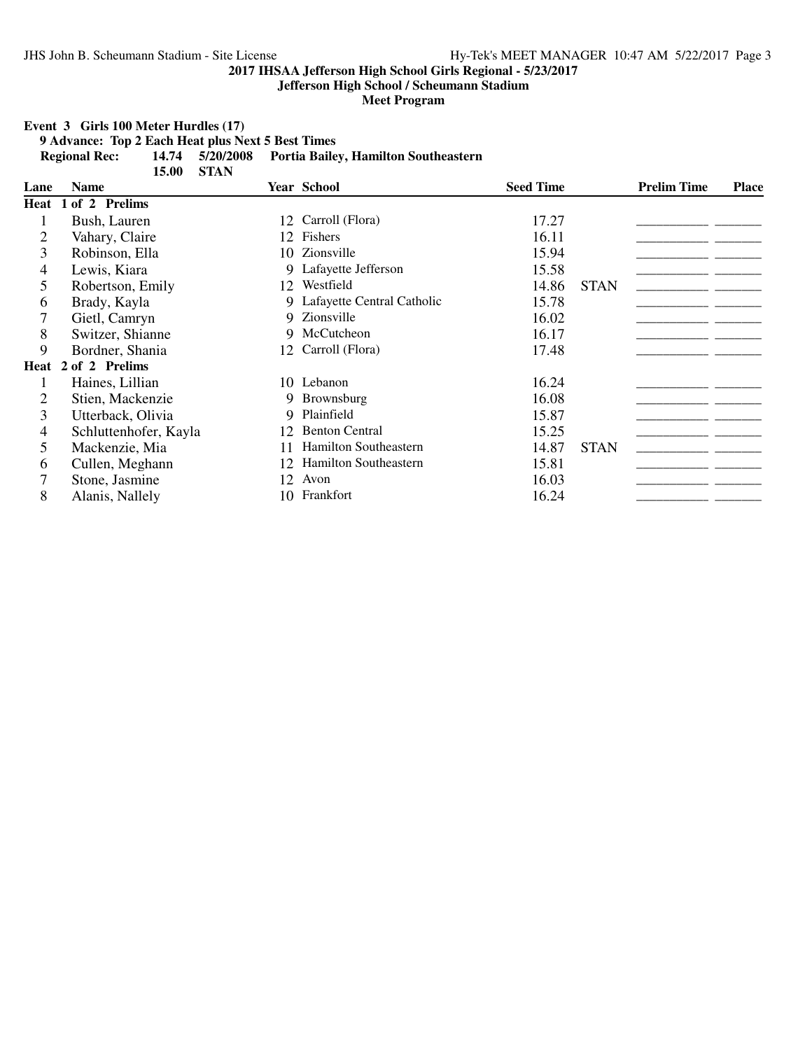## 2017 IHSAA Jefferson High School Girls Regional - 5/23/2017

**Jefferson High School / Scheumann Stadium**

**Meet Program**

**Event 3 Girls 100 Meter Hurdles (17)**

**9 Advance: Top 2 Each Heat plus Next 5 Best Times**

**Regional Rec: 14.74 5/20/2008 Portia Bailey, Hamilton Southeastern**

**15.00 STAN**

| Lane | Name | Year | School | Seed Time | | Prelim Time | Place |
|---|---|---|---|---|---|---|---|
| **Heat 1 of 2 Prelims** | | | | | | | |
| 1 | Bush, Lauren | 12 | Carroll (Flora) | 17.27 | | ___________ | _______ |
| 2 | Vahary, Claire | 12 | Fishers | 16.11 | | ___________ | _______ |
| 3 | Robinson, Ella | 10 | Zionsville | 15.94 | | ___________ | _______ |
| 4 | Lewis, Kiara | 9 | Lafayette Jefferson | 15.58 | | ___________ | _______ |
| 5 | Robertson, Emily | 12 | Westfield | 14.86 | STAN | ___________ | _______ |
| 6 | Brady, Kayla | 9 | Lafayette Central Catholic | 15.78 | | ___________ | _______ |
| 7 | Gietl, Camryn | 9 | Zionsville | 16.02 | | ___________ | _______ |
| 8 | Switzer, Shianne | 9 | McCutcheon | 16.17 | | ___________ | _______ |
| 9 | Bordner, Shania | 12 | Carroll (Flora) | 17.48 | | ___________ | _______ |
| **Heat 2 of 2 Prelims** | | | | | | | |
| 1 | Haines, Lillian | 10 | Lebanon | 16.24 | | ___________ | _______ |
| 2 | Stien, Mackenzie | 9 | Brownsburg | 16.08 | | ___________ | _______ |
| 3 | Utterback, Olivia | 9 | Plainfield | 15.87 | | ___________ | _______ |
| 4 | Schluttenhofer, Kayla | 12 | Benton Central | 15.25 | | ___________ | _______ |
| 5 | Mackenzie, Mia | 11 | Hamilton Southeastern | 14.87 | STAN | ___________ | _______ |
| 6 | Cullen, Meghann | 12 | Hamilton Southeastern | 15.81 | | ___________ | _______ |
| 7 | Stone, Jasmine | 12 | Avon | 16.03 | | ___________ | _______ |
| 8 | Alanis, Nallely | 10 | Frankfort | 16.24 | | ___________ | _______ |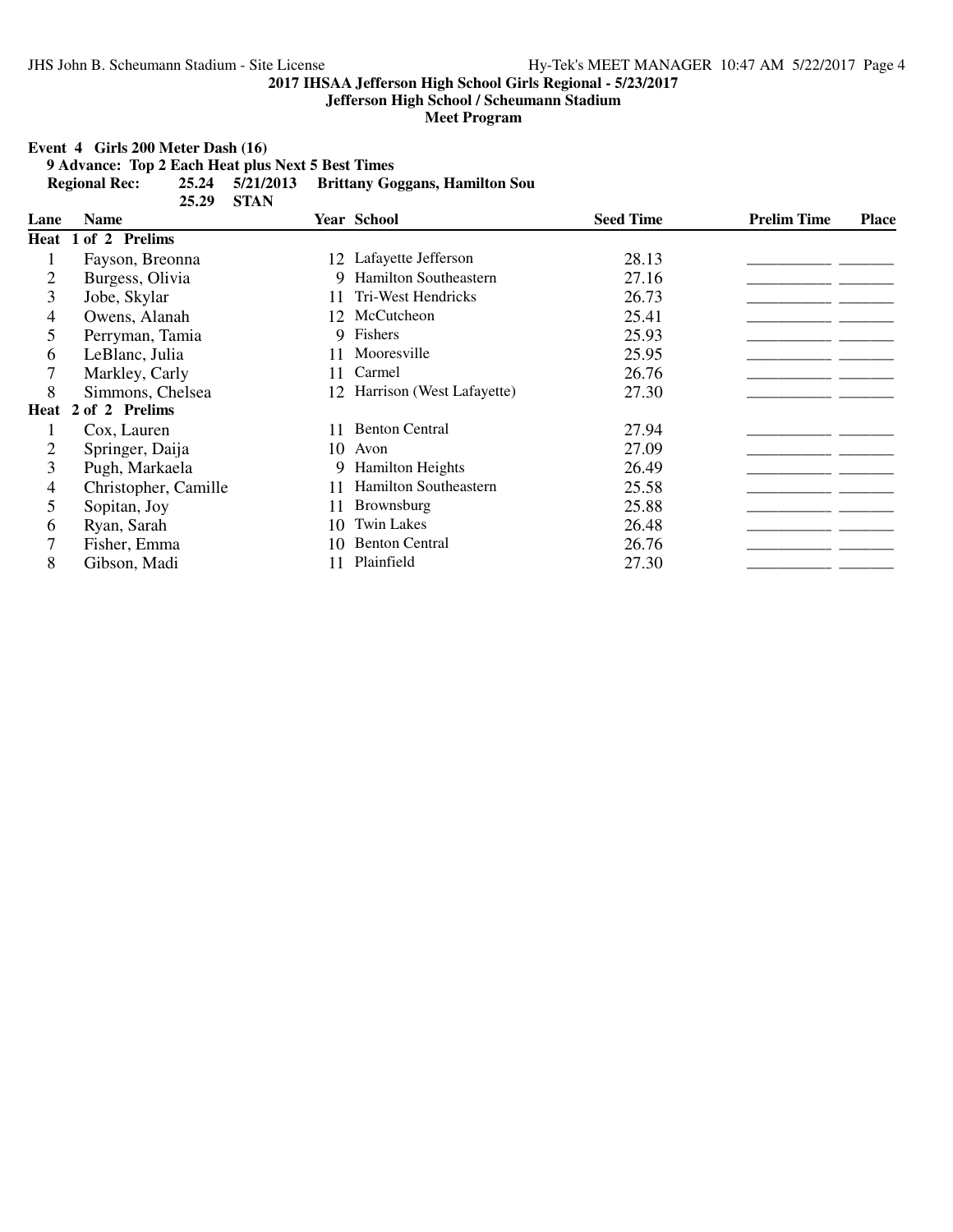**2017 IHSAA Jefferson High School Girls Regional - 5/23/2017**

**Jefferson High School / Scheumann Stadium**

**Meet Program**

**Event 4 Girls 200 Meter Dash (16)**

**9 Advance: Top 2 Each Heat plus Next 5 Best Times**

**Regional Rec: 25.24 5/21/2013 Brittany Goggans, Hamilton Sou**

**25.29 STAN**

| Lane | Name | Year | School | Seed Time | Prelim Time | Place |
|---|---|---|---|---|---|---|
| **Heat 1 of 2 Prelims** | | | | | | |
| 1 | Fayson, Breonna | 12 | Lafayette Jefferson | 28.13 | __________ | _______ |
| 2 | Burgess, Olivia | 9 | Hamilton Southeastern | 27.16 | __________ | _______ |
| 3 | Jobe, Skylar | 11 | Tri-West Hendricks | 26.73 | __________ | _______ |
| 4 | Owens, Alanah | 12 | McCutcheon | 25.41 | __________ | _______ |
| 5 | Perryman, Tamia | 9 | Fishers | 25.93 | __________ | _______ |
| 6 | LeBlanc, Julia | 11 | Mooresville | 25.95 | __________ | _______ |
| 7 | Markley, Carly | 11 | Carmel | 26.76 | __________ | _______ |
| 8 | Simmons, Chelsea | 12 | Harrison (West Lafayette) | 27.30 | __________ | _______ |
| **Heat 2 of 2 Prelims** | | | | | | |
| 1 | Cox, Lauren | 11 | Benton Central | 27.94 | __________ | _______ |
| 2 | Springer, Daija | 10 | Avon | 27.09 | __________ | _______ |
| 3 | Pugh, Markaela | 9 | Hamilton Heights | 26.49 | __________ | _______ |
| 4 | Christopher, Camille | 11 | Hamilton Southeastern | 25.58 | __________ | _______ |
| 5 | Sopitan, Joy | 11 | Brownsburg | 25.88 | __________ | _______ |
| 6 | Ryan, Sarah | 10 | Twin Lakes | 26.48 | __________ | _______ |
| 7 | Fisher, Emma | 10 | Benton Central | 26.76 | __________ | _______ |
| 8 | Gibson, Madi | 11 | Plainfield | 27.30 | __________ | _______ |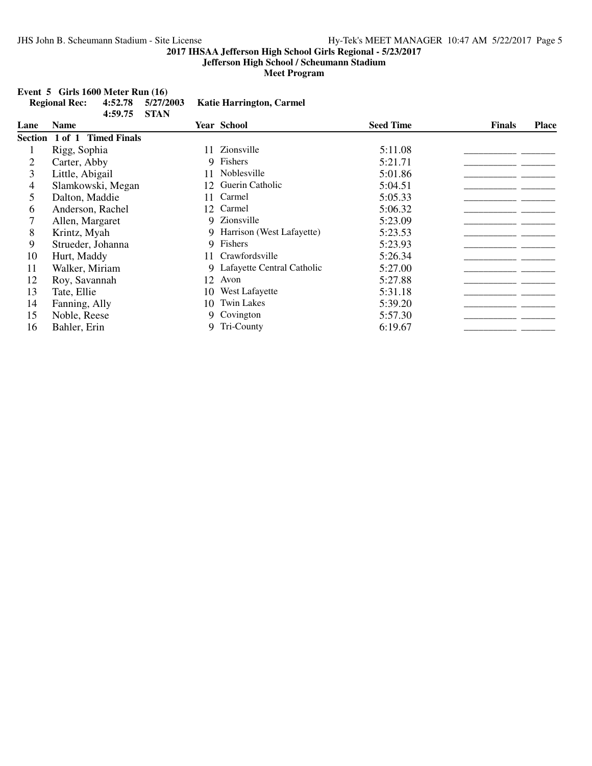**2017 IHSAA Jefferson High School Girls Regional - 5/23/2017**
**Jefferson High School / Scheumann Stadium**
**Meet Program**

**Event 5 Girls 1600 Meter Run (16)**

**Regional Rec: 4:52.78 5/27/2003 Katie Harrington, Carmel**
**4:59.75 STAN**

| Lane | Name | Year | School | Seed Time | Finals | Place |
|---|---|---|---|---|---|---|
| **Section 1 of 1 Timed Finals** | | | | | | |
| 1 | Rigg, Sophia | 11 | Zionsville | 5:11.08 | __________ | _______ |
| 2 | Carter, Abby | 9 | Fishers | 5:21.71 | __________ | _______ |
| 3 | Little, Abigail | 11 | Noblesville | 5:01.86 | __________ | _______ |
| 4 | Slamkowski, Megan | 12 | Guerin Catholic | 5:04.51 | __________ | _______ |
| 5 | Dalton, Maddie | 11 | Carmel | 5:05.33 | __________ | _______ |
| 6 | Anderson, Rachel | 12 | Carmel | 5:06.32 | __________ | _______ |
| 7 | Allen, Margaret | 9 | Zionsville | 5:23.09 | __________ | _______ |
| 8 | Krintz, Myah | 9 | Harrison (West Lafayette) | 5:23.53 | __________ | _______ |
| 9 | Strueder, Johanna | 9 | Fishers | 5:23.93 | __________ | _______ |
| 10 | Hurt, Maddy | 11 | Crawfordsville | 5:26.34 | __________ | _______ |
| 11 | Walker, Miriam | 9 | Lafayette Central Catholic | 5:27.00 | __________ | _______ |
| 12 | Roy, Savannah | 12 | Avon | 5:27.88 | __________ | _______ |
| 13 | Tate, Ellie | 10 | West Lafayette | 5:31.18 | __________ | _______ |
| 14 | Fanning, Ally | 10 | Twin Lakes | 5:39.20 | __________ | _______ |
| 15 | Noble, Reese | 9 | Covington | 5:57.30 | __________ | _______ |
| 16 | Bahler, Erin | 9 | Tri-County | 6:19.67 | __________ | _______ |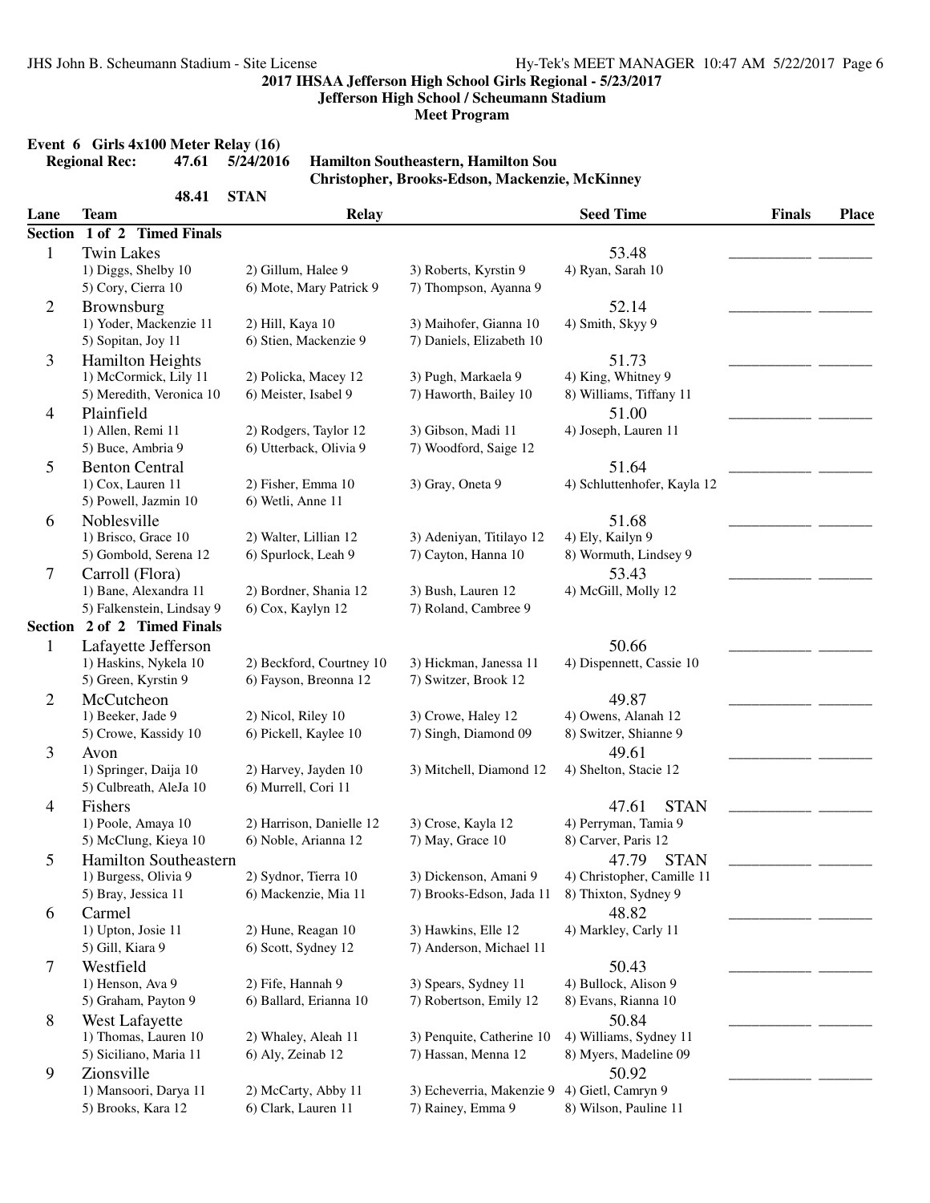**2017 IHSAA Jefferson High School Girls Regional - 5/23/2017**
**Jefferson High School / Scheumann Stadium**
**Meet Program**

**Event 6 Girls 4x100 Meter Relay (16)**

**Regional Rec:** 47.61 5/24/2016 **Hamilton Southeastern, Hamilton Sou**
**Christopher, Brooks-Edson, Mackenzie, McKinney**

48.41 STAN

| Lane | Team | Relay | | | Seed Time | Finals | Place |
|---|---|---|---|---|---|---|---|
| **Section 1 of 2 Timed Finals** | | | | | | | |
| 1 | Twin Lakes | | | | 53.48 | ________ | ______ |
| | 1) Diggs, Shelby 10 | 2) Gillum, Halee 9 | 3) Roberts, Kyrstin 9 | 4) Ryan, Sarah 10 | | | |
| | 5) Cory, Cierra 10 | 6) Mote, Mary Patrick 9 | 7) Thompson, Ayanna 9 | | | | |
| 2 | Brownsburg | | | | 52.14 | ________ | ______ |
| | 1) Yoder, Mackenzie 11 | 2) Hill, Kaya 10 | 3) Maihofer, Gianna 10 | 4) Smith, Skyy 9 | | | |
| | 5) Sopitan, Joy 11 | 6) Stien, Mackenzie 9 | 7) Daniels, Elizabeth 10 | | | | |
| 3 | Hamilton Heights | | | | 51.73 | ________ | ______ |
| | 1) McCormick, Lily 11 | 2) Policka, Macey 12 | 3) Pugh, Markaela 9 | 4) King, Whitney 9 | | | |
| | 5) Meredith, Veronica 10 | 6) Meister, Isabel 9 | 7) Haworth, Bailey 10 | 8) Williams, Tiffany 11 | | | |
| 4 | Plainfield | | | | 51.00 | ________ | ______ |
| | 1) Allen, Remi 11 | 2) Rodgers, Taylor 12 | 3) Gibson, Madi 11 | 4) Joseph, Lauren 11 | | | |
| | 5) Buce, Ambria 9 | 6) Utterback, Olivia 9 | 7) Woodford, Saige 12 | | | | |
| 5 | Benton Central | | | | 51.64 | ________ | ______ |
| | 1) Cox, Lauren 11 | 2) Fisher, Emma 10 | 3) Gray, Oneta 9 | 4) Schluttenhofer, Kayla 12 | | | |
| | 5) Powell, Jazmin 10 | 6) Wetli, Anne 11 | | | | | |
| 6 | Noblesville | | | | 51.68 | ________ | ______ |
| | 1) Brisco, Grace 10 | 2) Walter, Lillian 12 | 3) Adeniyan, Titilayo 12 | 4) Ely, Kailyn 9 | | | |
| | 5) Gombold, Serena 12 | 6) Spurlock, Leah 9 | 7) Cayton, Hanna 10 | 8) Wormuth, Lindsey 9 | | | |
| 7 | Carroll (Flora) | | | | 53.43 | ________ | ______ |
| | 1) Bane, Alexandra 11 | 2) Bordner, Shania 12 | 3) Bush, Lauren 12 | 4) McGill, Molly 12 | | | |
| | 5) Falkenstein, Lindsay 9 | 6) Cox, Kaylyn 12 | 7) Roland, Cambree 9 | | | | |
| **Section 2 of 2 Timed Finals** | | | | | | | |
| 1 | Lafayette Jefferson | | | | 50.66 | ________ | ______ |
| | 1) Haskins, Nykela 10 | 2) Beckford, Courtney 10 | 3) Hickman, Janessa 11 | 4) Dispennett, Cassie 10 | | | |
| | 5) Green, Kyrstin 9 | 6) Fayson, Breonna 12 | 7) Switzer, Brook 12 | | | | |
| 2 | McCutcheon | | | | 49.87 | ________ | ______ |
| | 1) Beeker, Jade 9 | 2) Nicol, Riley 10 | 3) Crowe, Haley 12 | 4) Owens, Alanah 12 | | | |
| | 5) Crowe, Kassidy 10 | 6) Pickell, Kaylee 10 | 7) Singh, Diamond 09 | 8) Switzer, Shianne 9 | | | |
| 3 | Avon | | | | 49.61 | ________ | ______ |
| | 1) Springer, Daija 10 | 2) Harvey, Jayden 10 | 3) Mitchell, Diamond 12 | 4) Shelton, Stacie 12 | | | |
| | 5) Culbreath, AleJa 10 | 6) Murrell, Cori 11 | | | | | |
| 4 | Fishers | | | | 47.61 STAN | ________ | ______ |
| | 1) Poole, Amaya 10 | 2) Harrison, Danielle 12 | 3) Crose, Kayla 12 | 4) Perryman, Tamia 9 | | | |
| | 5) McClung, Kieya 10 | 6) Noble, Arianna 12 | 7) May, Grace 10 | 8) Carver, Paris 12 | | | |
| 5 | Hamilton Southeastern | | | | 47.79 STAN | ________ | ______ |
| | 1) Burgess, Olivia 9 | 2) Sydnor, Tierra 10 | 3) Dickenson, Amani 9 | 4) Christopher, Camille 11 | | | |
| | 5) Bray, Jessica 11 | 6) Mackenzie, Mia 11 | 7) Brooks-Edson, Jada 11 | 8) Thixton, Sydney 9 | | | |
| 6 | Carmel | | | | 48.82 | ________ | ______ |
| | 1) Upton, Josie 11 | 2) Hune, Reagan 10 | 3) Hawkins, Elle 12 | 4) Markley, Carly 11 | | | |
| | 5) Gill, Kiara 9 | 6) Scott, Sydney 12 | 7) Anderson, Michael 11 | | | | |
| 7 | Westfield | | | | 50.43 | ________ | ______ |
| | 1) Henson, Ava 9 | 2) Fife, Hannah 9 | 3) Spears, Sydney 11 | 4) Bullock, Alison 9 | | | |
| | 5) Graham, Payton 9 | 6) Ballard, Erianna 10 | 7) Robertson, Emily 12 | 8) Evans, Rianna 10 | | | |
| 8 | West Lafayette | | | | 50.84 | ________ | ______ |
| | 1) Thomas, Lauren 10 | 2) Whaley, Aleah 11 | 3) Penquite, Catherine 10 | 4) Williams, Sydney 11 | | | |
| | 5) Siciliano, Maria 11 | 6) Aly, Zeinab 12 | 7) Hassan, Menna 12 | 8) Myers, Madeline 09 | | | |
| 9 | Zionsville | | | | 50.92 | ________ | ______ |
| | 1) Mansoori, Darya 11 | 2) McCarty, Abby 11 | 3) Echeverria, Makenzie 9 | 4) Gietl, Camryn 9 | | | |
| | 5) Brooks, Kara 12 | 6) Clark, Lauren 11 | 7) Rainey, Emma 9 | 8) Wilson, Pauline 11 | | | |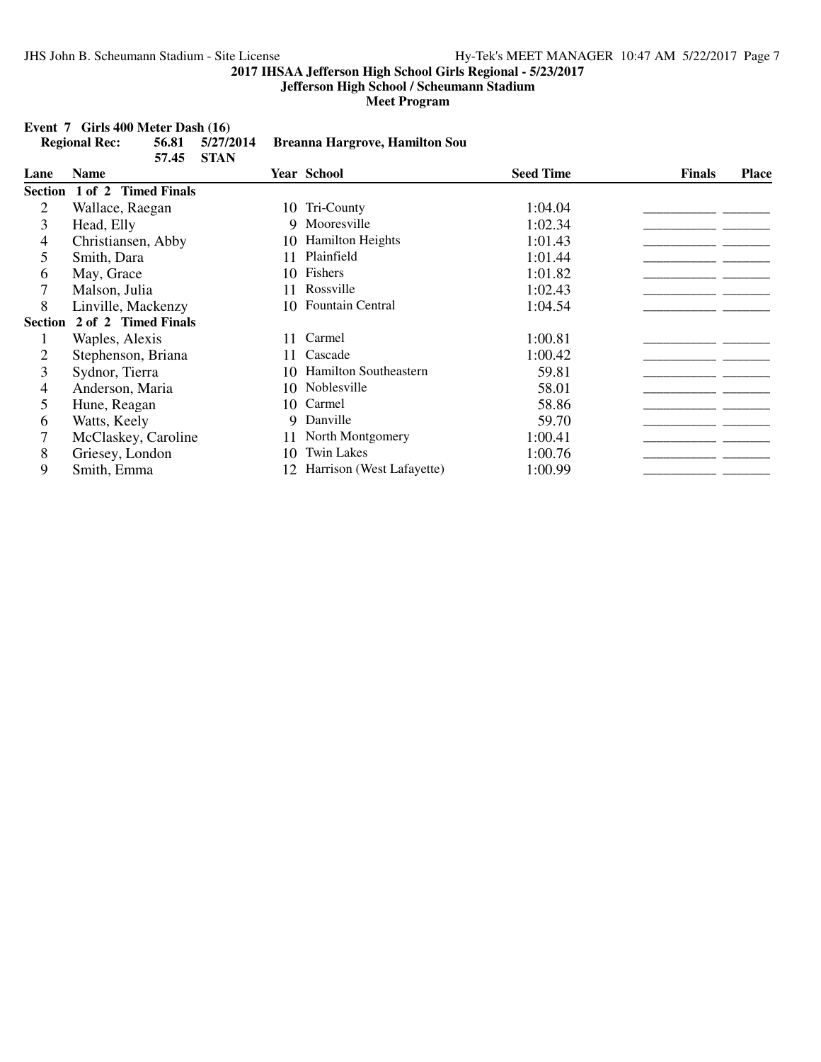**2017 IHSAA Jefferson High School Girls Regional - 5/23/2017**

**Jefferson High School / Scheumann Stadium**

**Meet Program**

**Event 7 Girls 400 Meter Dash (16)**

**Regional Rec: 56.81 5/27/2014 Breanna Hargrove, Hamilton Sou**

**57.45 STAN**

| Lane | Name | Year | School | Seed Time | Finals | Place |
|---|---|---|---|---|---|---|
| **Section 1 of 2 Timed Finals** | | | | | | |
| 2 | Wallace, Raegan | 10 | Tri-County | 1:04.04 | __________ | ______ |
| 3 | Head, Elly | 9 | Mooresville | 1:02.34 | __________ | ______ |
| 4 | Christiansen, Abby | 10 | Hamilton Heights | 1:01.43 | __________ | ______ |
| 5 | Smith, Dara | 11 | Plainfield | 1:01.44 | __________ | ______ |
| 6 | May, Grace | 10 | Fishers | 1:01.82 | __________ | ______ |
| 7 | Malson, Julia | 11 | Rossville | 1:02.43 | __________ | ______ |
| 8 | Linville, Mackenzy | 10 | Fountain Central | 1:04.54 | __________ | ______ |
| **Section 2 of 2 Timed Finals** | | | | | | |
| 1 | Waples, Alexis | 11 | Carmel | 1:00.81 | __________ | ______ |
| 2 | Stephenson, Briana | 11 | Cascade | 1:00.42 | __________ | ______ |
| 3 | Sydnor, Tierra | 10 | Hamilton Southeastern | 59.81 | __________ | ______ |
| 4 | Anderson, Maria | 10 | Noblesville | 58.01 | __________ | ______ |
| 5 | Hune, Reagan | 10 | Carmel | 58.86 | __________ | ______ |
| 6 | Watts, Keely | 9 | Danville | 59.70 | __________ | ______ |
| 7 | McClaskey, Caroline | 11 | North Montgomery | 1:00.41 | __________ | ______ |
| 8 | Griesey, London | 10 | Twin Lakes | 1:00.76 | __________ | ______ |
| 9 | Smith, Emma | 12 | Harrison (West Lafayette) | 1:00.99 | __________ | ______ |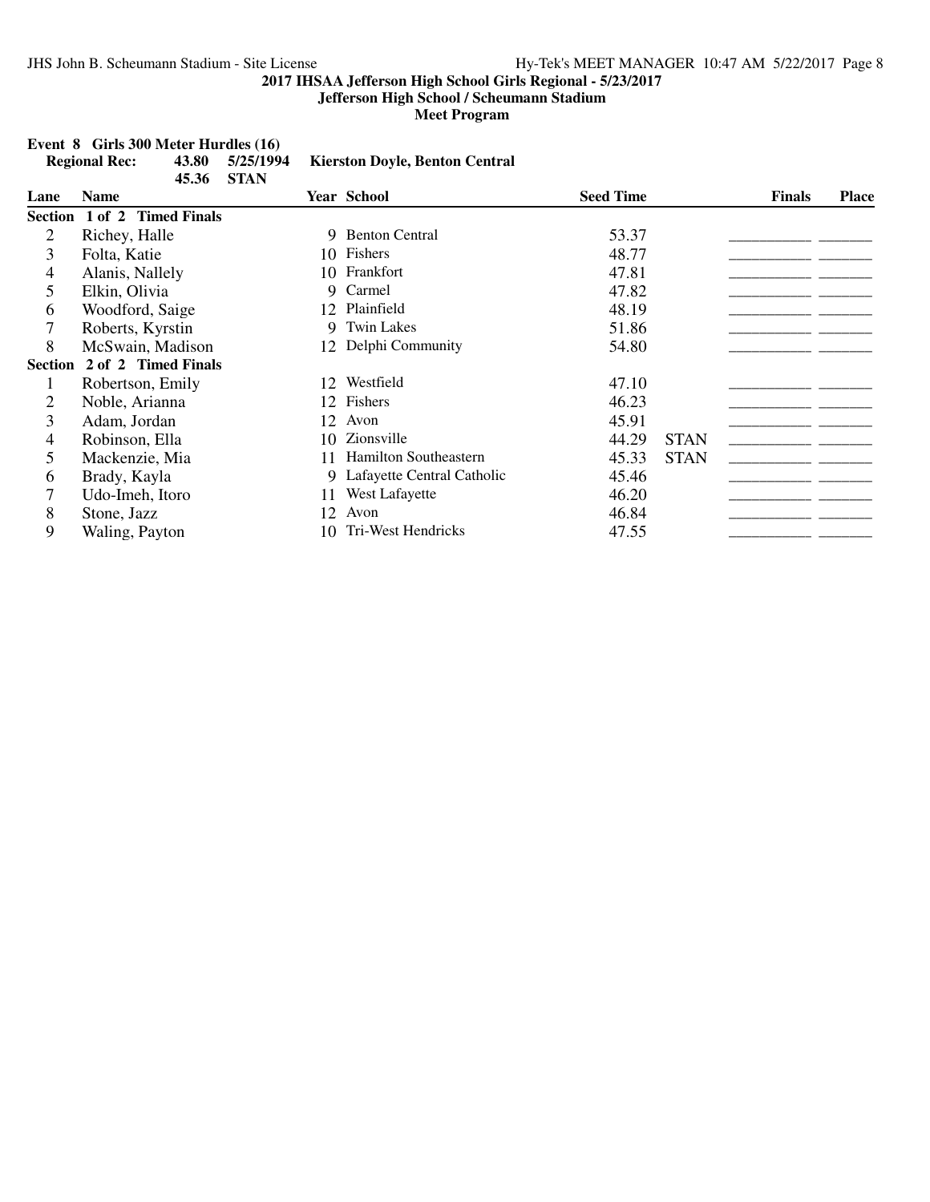**2017 IHSAA Jefferson High School Girls Regional - 5/23/2017**

**Jefferson High School / Scheumann Stadium**

**Meet Program**

**Event 8 Girls 300 Meter Hurdles (16)**

| | | | |
|---|---|---|---|
| **Regional Rec:** | **43.80** | **5/25/1994** | **Kierston Doyle, Benton Central** |
| | **45.36** | **STAN** | |

| Lane | Name | Year | School | Seed Time | | Finals | Place |
|---|---|---|---|---|---|---|---|
| **Section 1 of 2 Timed Finals** | | | | | | | |
| 2 | Richey, Halle | 9 | Benton Central | 53.37 | | ________ | ______ |
| 3 | Folta, Katie | 10 | Fishers | 48.77 | | ________ | ______ |
| 4 | Alanis, Nallely | 10 | Frankfort | 47.81 | | ________ | ______ |
| 5 | Elkin, Olivia | 9 | Carmel | 47.82 | | ________ | ______ |
| 6 | Woodford, Saige | 12 | Plainfield | 48.19 | | ________ | ______ |
| 7 | Roberts, Kyrstin | 9 | Twin Lakes | 51.86 | | ________ | ______ |
| 8 | McSwain, Madison | 12 | Delphi Community | 54.80 | | ________ | ______ |
| **Section 2 of 2 Timed Finals** | | | | | | | |
| 1 | Robertson, Emily | 12 | Westfield | 47.10 | | ________ | ______ |
| 2 | Noble, Arianna | 12 | Fishers | 46.23 | | ________ | ______ |
| 3 | Adam, Jordan | 12 | Avon | 45.91 | | ________ | ______ |
| 4 | Robinson, Ella | 10 | Zionsville | 44.29 | STAN | ________ | ______ |
| 5 | Mackenzie, Mia | 11 | Hamilton Southeastern | 45.33 | STAN | ________ | ______ |
| 6 | Brady, Kayla | 9 | Lafayette Central Catholic | 45.46 | | ________ | ______ |
| 7 | Udo-Imeh, Itoro | 11 | West Lafayette | 46.20 | | ________ | ______ |
| 8 | Stone, Jazz | 12 | Avon | 46.84 | | ________ | ______ |
| 9 | Waling, Payton | 10 | Tri-West Hendricks | 47.55 | | ________ | ______ |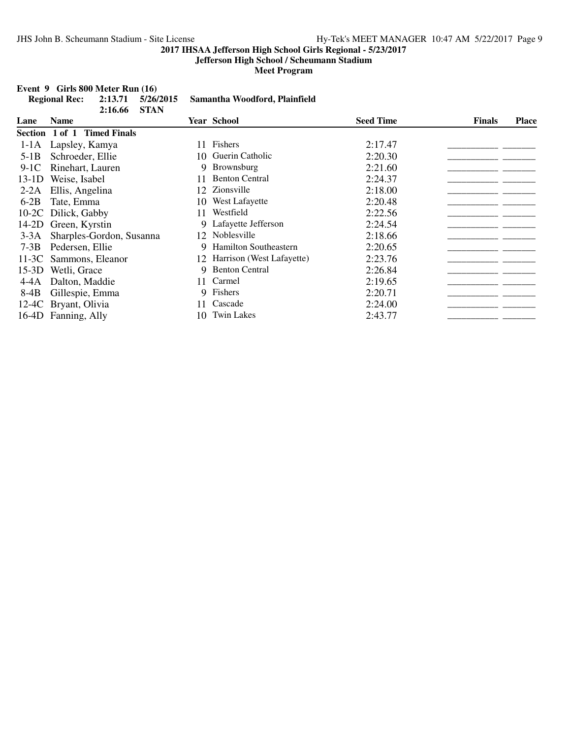**2017 IHSAA Jefferson High School Girls Regional - 5/23/2017**

**Jefferson High School / Scheumann Stadium**

**Meet Program**

**Event 9 Girls 800 Meter Run (16)**

**Regional Rec: 2:13.71 5/26/2015 Samantha Woodford, Plainfield**

**2:16.66 STAN**

| Lane | Name | Year | School | Seed Time | Finals | Place |
|---|---|---|---|---|---|---|
| **Section 1 of 1 Timed Finals** | | | | | | |
| 1-1A | Lapsley, Kamya | 11 | Fishers | 2:17.47 | __________ | ______ |
| 5-1B | Schroeder, Ellie | 10 | Guerin Catholic | 2:20.30 | __________ | ______ |
| 9-1C | Rinehart, Lauren | 9 | Brownsburg | 2:21.60 | __________ | ______ |
| 13-1D | Weise, Isabel | 11 | Benton Central | 2:24.37 | __________ | ______ |
| 2-2A | Ellis, Angelina | 12 | Zionsville | 2:18.00 | __________ | ______ |
| 6-2B | Tate, Emma | 10 | West Lafayette | 2:20.48 | __________ | ______ |
| 10-2C | Dilick, Gabby | 11 | Westfield | 2:22.56 | __________ | ______ |
| 14-2D | Green, Kyrstin | 9 | Lafayette Jefferson | 2:24.54 | __________ | ______ |
| 3-3A | Sharples-Gordon, Susanna | 12 | Noblesville | 2:18.66 | __________ | ______ |
| 7-3B | Pedersen, Ellie | 9 | Hamilton Southeastern | 2:20.65 | __________ | ______ |
| 11-3C | Sammons, Eleanor | 12 | Harrison (West Lafayette) | 2:23.76 | __________ | ______ |
| 15-3D | Wetli, Grace | 9 | Benton Central | 2:26.84 | __________ | ______ |
| 4-4A | Dalton, Maddie | 11 | Carmel | 2:19.65 | __________ | ______ |
| 8-4B | Gillespie, Emma | 9 | Fishers | 2:20.71 | __________ | ______ |
| 12-4C | Bryant, Olivia | 11 | Cascade | 2:24.00 | __________ | ______ |
| 16-4D | Fanning, Ally | 10 | Twin Lakes | 2:43.77 | __________ | ______ |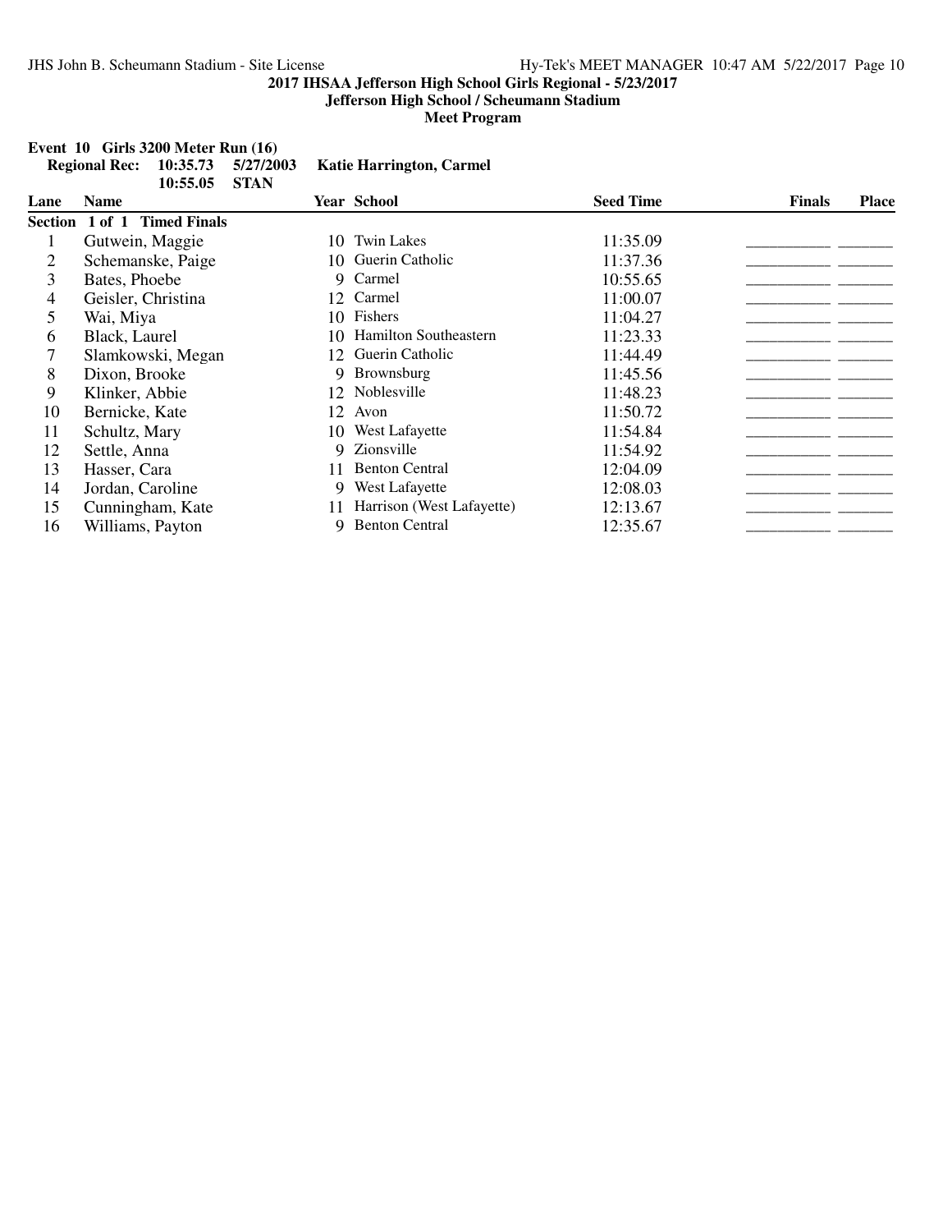**2017 IHSAA Jefferson High School Girls Regional - 5/23/2017**
**Jefferson High School / Scheumann Stadium**
**Meet Program**

**Event 10 Girls 3200 Meter Run (16)**

**Regional Rec: 10:35.73 5/27/2003 Katie Harrington, Carmel**
**10:55.05 STAN**

**Section 1 of 1 Timed Finals**

| Lane | Name | Year | School | Seed Time | Finals | Place |
|---|---|---|---|---|---|---|
| 1 | Gutwein, Maggie | 10 | Twin Lakes | 11:35.09 | __________ | ______ |
| 2 | Schemanske, Paige | 10 | Guerin Catholic | 11:37.36 | __________ | ______ |
| 3 | Bates, Phoebe | 9 | Carmel | 10:55.65 | __________ | ______ |
| 4 | Geisler, Christina | 12 | Carmel | 11:00.07 | __________ | ______ |
| 5 | Wai, Miya | 10 | Fishers | 11:04.27 | __________ | ______ |
| 6 | Black, Laurel | 10 | Hamilton Southeastern | 11:23.33 | __________ | ______ |
| 7 | Slamkowski, Megan | 12 | Guerin Catholic | 11:44.49 | __________ | ______ |
| 8 | Dixon, Brooke | 9 | Brownsburg | 11:45.56 | __________ | ______ |
| 9 | Klinker, Abbie | 12 | Noblesville | 11:48.23 | __________ | ______ |
| 10 | Bernicke, Kate | 12 | Avon | 11:50.72 | __________ | ______ |
| 11 | Schultz, Mary | 10 | West Lafayette | 11:54.84 | __________ | ______ |
| 12 | Settle, Anna | 9 | Zionsville | 11:54.92 | __________ | ______ |
| 13 | Hasser, Cara | 11 | Benton Central | 12:04.09 | __________ | ______ |
| 14 | Jordan, Caroline | 9 | West Lafayette | 12:08.03 | __________ | ______ |
| 15 | Cunningham, Kate | 11 | Harrison (West Lafayette) | 12:13.67 | __________ | ______ |
| 16 | Williams, Payton | 9 | Benton Central | 12:35.67 | __________ | ______ |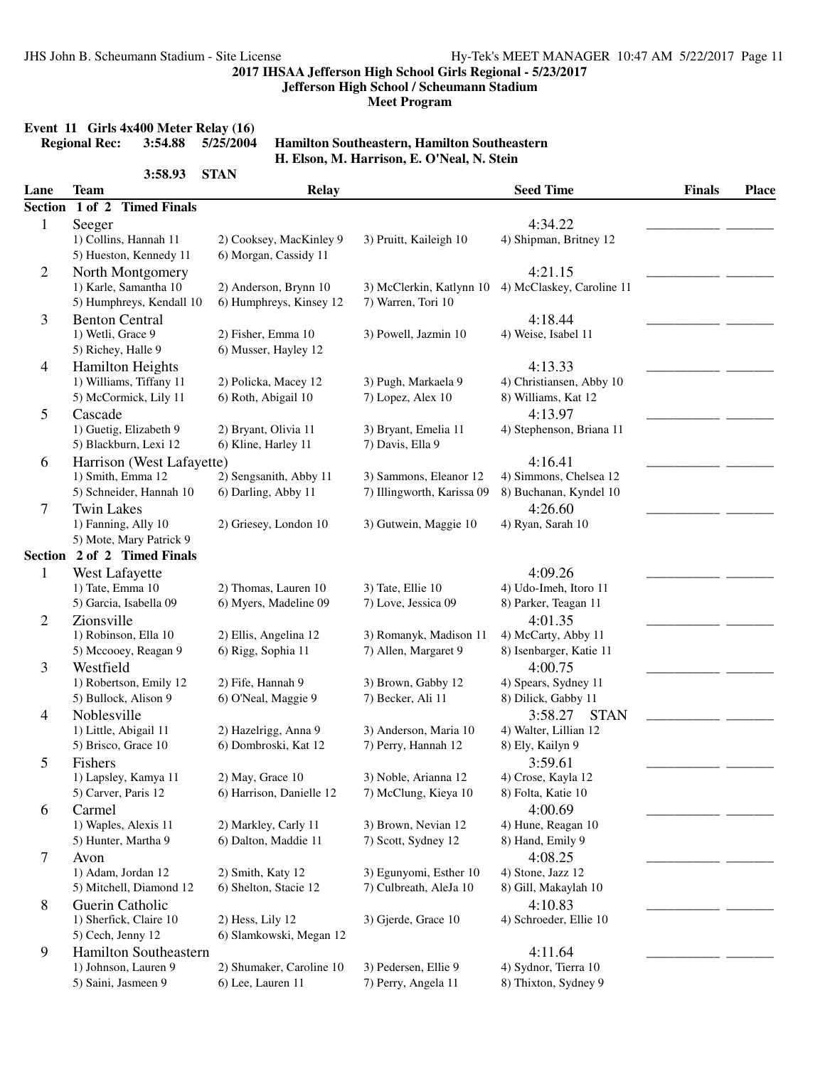**2017 IHSAA Jefferson High School Girls Regional - 5/23/2017**

**Jefferson High School / Scheumann Stadium**

**Meet Program**

**Event 11 Girls 4x400 Meter Relay (16)**

**Regional Rec: 3:54.88 5/25/2004 Hamilton Southeastern, Hamilton Southeastern**
**H. Elson, M. Harrison, E. O'Neal, N. Stein**

**3:58.93 STAN**

| Lane | Team | Relay | | Seed Time | Finals | Place |
|---|---|---|---|---|---|---|
| **Section 1 of 2 Timed Finals** | | | | | | |
| 1 | Seeger | | | 4:34.22 | ___________ | _______ |
| | 1) Collins, Hannah 11 | 2) Cooksey, MacKinley 9 | 3) Pruitt, Kaileigh 10 | 4) Shipman, Britney 12 | | |
| | 5) Hueston, Kennedy 11 | 6) Morgan, Cassidy 11 | | | | |
| 2 | North Montgomery | | | 4:21.15 | ___________ | _______ |
| | 1) Karle, Samantha 10 | 2) Anderson, Brynn 10 | 3) McClerkin, Katlynn 10 | 4) McClaskey, Caroline 11 | | |
| | 5) Humphreys, Kendall 10 | 6) Humphreys, Kinsey 12 | 7) Warren, Tori 10 | | | |
| 3 | Benton Central | | | 4:18.44 | ___________ | _______ |
| | 1) Wetli, Grace 9 | 2) Fisher, Emma 10 | 3) Powell, Jazmin 10 | 4) Weise, Isabel 11 | | |
| | 5) Richey, Halle 9 | 6) Musser, Hayley 12 | | | | |
| 4 | Hamilton Heights | | | 4:13.33 | ___________ | _______ |
| | 1) Williams, Tiffany 11 | 2) Policka, Macey 12 | 3) Pugh, Markaela 9 | 4) Christiansen, Abby 10 | | |
| | 5) McCormick, Lily 11 | 6) Roth, Abigail 10 | 7) Lopez, Alex 10 | 8) Williams, Kat 12 | | |
| 5 | Cascade | | | 4:13.97 | ___________ | _______ |
| | 1) Guetig, Elizabeth 9 | 2) Bryant, Olivia 11 | 3) Bryant, Emelia 11 | 4) Stephenson, Briana 11 | | |
| | 5) Blackburn, Lexi 12 | 6) Kline, Harley 11 | 7) Davis, Ella 9 | | | |
| 6 | Harrison (West Lafayette) | | | 4:16.41 | ___________ | _______ |
| | 1) Smith, Emma 12 | 2) Sengsanith, Abby 11 | 3) Sammons, Eleanor 12 | 4) Simmons, Chelsea 12 | | |
| | 5) Schneider, Hannah 10 | 6) Darling, Abby 11 | 7) Illingworth, Karissa 09 | 8) Buchanan, Kyndel 10 | | |
| 7 | Twin Lakes | | | 4:26.60 | ___________ | _______ |
| | 1) Fanning, Ally 10 | 2) Griesey, London 10 | 3) Gutwein, Maggie 10 | 4) Ryan, Sarah 10 | | |
| | 5) Mote, Mary Patrick 9 | | | | | |
| **Section 2 of 2 Timed Finals** | | | | | | |
| 1 | West Lafayette | | | 4:09.26 | ___________ | _______ |
| | 1) Tate, Emma 10 | 2) Thomas, Lauren 10 | 3) Tate, Ellie 10 | 4) Udo-Imeh, Itoro 11 | | |
| | 5) Garcia, Isabella 09 | 6) Myers, Madeline 09 | 7) Love, Jessica 09 | 8) Parker, Teagan 11 | | |
| 2 | Zionsville | | | 4:01.35 | ___________ | _______ |
| | 1) Robinson, Ella 10 | 2) Ellis, Angelina 12 | 3) Romanyk, Madison 11 | 4) McCarty, Abby 11 | | |
| | 5) Mccooey, Reagan 9 | 6) Rigg, Sophia 11 | 7) Allen, Margaret 9 | 8) Isenbarger, Katie 11 | | |
| 3 | Westfield | | | 4:00.75 | ___________ | _______ |
| | 1) Robertson, Emily 12 | 2) Fife, Hannah 9 | 3) Brown, Gabby 12 | 4) Spears, Sydney 11 | | |
| | 5) Bullock, Alison 9 | 6) O'Neal, Maggie 9 | 7) Becker, Ali 11 | 8) Dilick, Gabby 11 | | |
| 4 | Noblesville | | | 3:58.27 STAN | ___________ | _______ |
| | 1) Little, Abigail 11 | 2) Hazelrigg, Anna 9 | 3) Anderson, Maria 10 | 4) Walter, Lillian 12 | | |
| | 5) Brisco, Grace 10 | 6) Dombroski, Kat 12 | 7) Perry, Hannah 12 | 8) Ely, Kailyn 9 | | |
| 5 | Fishers | | | 3:59.61 | ___________ | _______ |
| | 1) Lapsley, Kamya 11 | 2) May, Grace 10 | 3) Noble, Arianna 12 | 4) Crose, Kayla 12 | | |
| | 5) Carver, Paris 12 | 6) Harrison, Danielle 12 | 7) McClung, Kieya 10 | 8) Folta, Katie 10 | | |
| 6 | Carmel | | | 4:00.69 | ___________ | _______ |
| | 1) Waples, Alexis 11 | 2) Markley, Carly 11 | 3) Brown, Nevian 12 | 4) Hune, Reagan 10 | | |
| | 5) Hunter, Martha 9 | 6) Dalton, Maddie 11 | 7) Scott, Sydney 12 | 8) Hand, Emily 9 | | |
| 7 | Avon | | | 4:08.25 | ___________ | _______ |
| | 1) Adam, Jordan 12 | 2) Smith, Katy 12 | 3) Egunyomi, Esther 10 | 4) Stone, Jazz 12 | | |
| | 5) Mitchell, Diamond 12 | 6) Shelton, Stacie 12 | 7) Culbreath, AleJa 10 | 8) Gill, Makaylah 10 | | |
| 8 | Guerin Catholic | | | 4:10.83 | ___________ | _______ |
| | 1) Sherfick, Claire 10 | 2) Hess, Lily 12 | 3) Gjerde, Grace 10 | 4) Schroeder, Ellie 10 | | |
| | 5) Cech, Jenny 12 | 6) Slamkowski, Megan 12 | | | | |
| 9 | Hamilton Southeastern | | | 4:11.64 | ___________ | _______ |
| | 1) Johnson, Lauren 9 | 2) Shumaker, Caroline 10 | 3) Pedersen, Ellie 9 | 4) Sydnor, Tierra 10 | | |
| | 5) Saini, Jasmeen 9 | 6) Lee, Lauren 11 | 7) Perry, Angela 11 | 8) Thixton, Sydney 9 | | |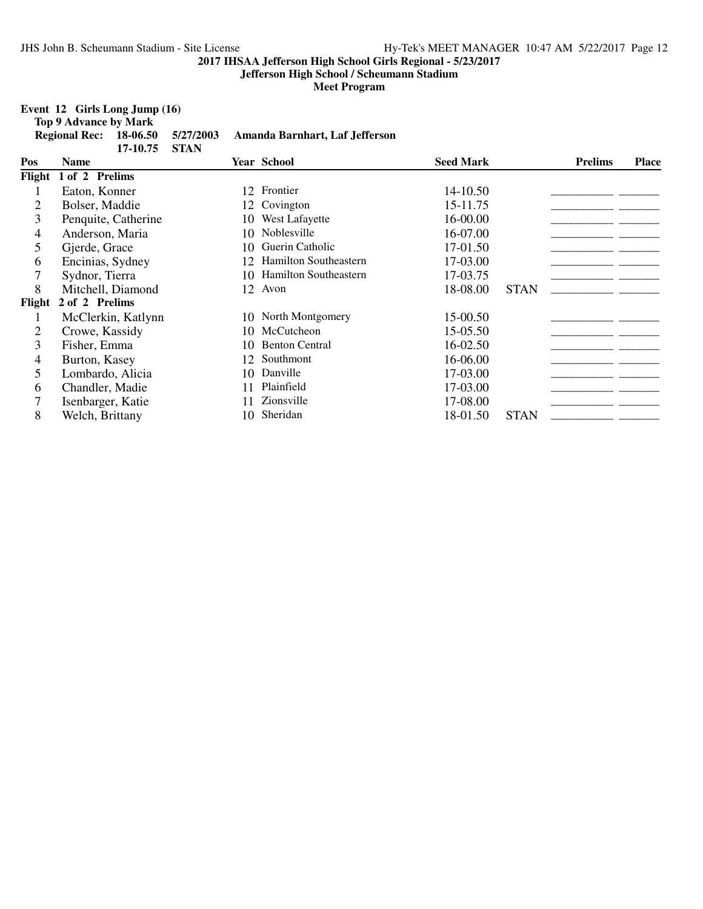**2017 IHSAA Jefferson High School Girls Regional - 5/23/2017**

**Jefferson High School / Scheumann Stadium**

**Meet Program**

**Event 12 Girls Long Jump (16)**

**Top 9 Advance by Mark**

**Regional Rec: 18-06.50 5/27/2003 Amanda Barnhart, Laf Jefferson**

**17-10.75 STAN**

| Pos | Name | Year | School | Seed Mark | | Prelims | Place |
|---|---|---|---|---|---|---|---|
| **Flight 1 of 2 Prelims** | | | | | | | |
| 1 | Eaton, Konner | 12 | Frontier | 14-10.50 | | ________ | ______ |
| 2 | Bolser, Maddie | 12 | Covington | 15-11.75 | | ________ | ______ |
| 3 | Penquite, Catherine | 10 | West Lafayette | 16-00.00 | | ________ | ______ |
| 4 | Anderson, Maria | 10 | Noblesville | 16-07.00 | | ________ | ______ |
| 5 | Gjerde, Grace | 10 | Guerin Catholic | 17-01.50 | | ________ | ______ |
| 6 | Encinias, Sydney | 12 | Hamilton Southeastern | 17-03.00 | | ________ | ______ |
| 7 | Sydnor, Tierra | 10 | Hamilton Southeastern | 17-03.75 | | ________ | ______ |
| 8 | Mitchell, Diamond | 12 | Avon | 18-08.00 | STAN | ________ | ______ |
| **Flight 2 of 2 Prelims** | | | | | | | |
| 1 | McClerkin, Katlynn | 10 | North Montgomery | 15-00.50 | | ________ | ______ |
| 2 | Crowe, Kassidy | 10 | McCutcheon | 15-05.50 | | ________ | ______ |
| 3 | Fisher, Emma | 10 | Benton Central | 16-02.50 | | ________ | ______ |
| 4 | Burton, Kasey | 12 | Southmont | 16-06.00 | | ________ | ______ |
| 5 | Lombardo, Alicia | 10 | Danville | 17-03.00 | | ________ | ______ |
| 6 | Chandler, Madie | 11 | Plainfield | 17-03.00 | | ________ | ______ |
| 7 | Isenbarger, Katie | 11 | Zionsville | 17-08.00 | | ________ | ______ |
| 8 | Welch, Brittany | 10 | Sheridan | 18-01.50 | STAN | ________ | ______ |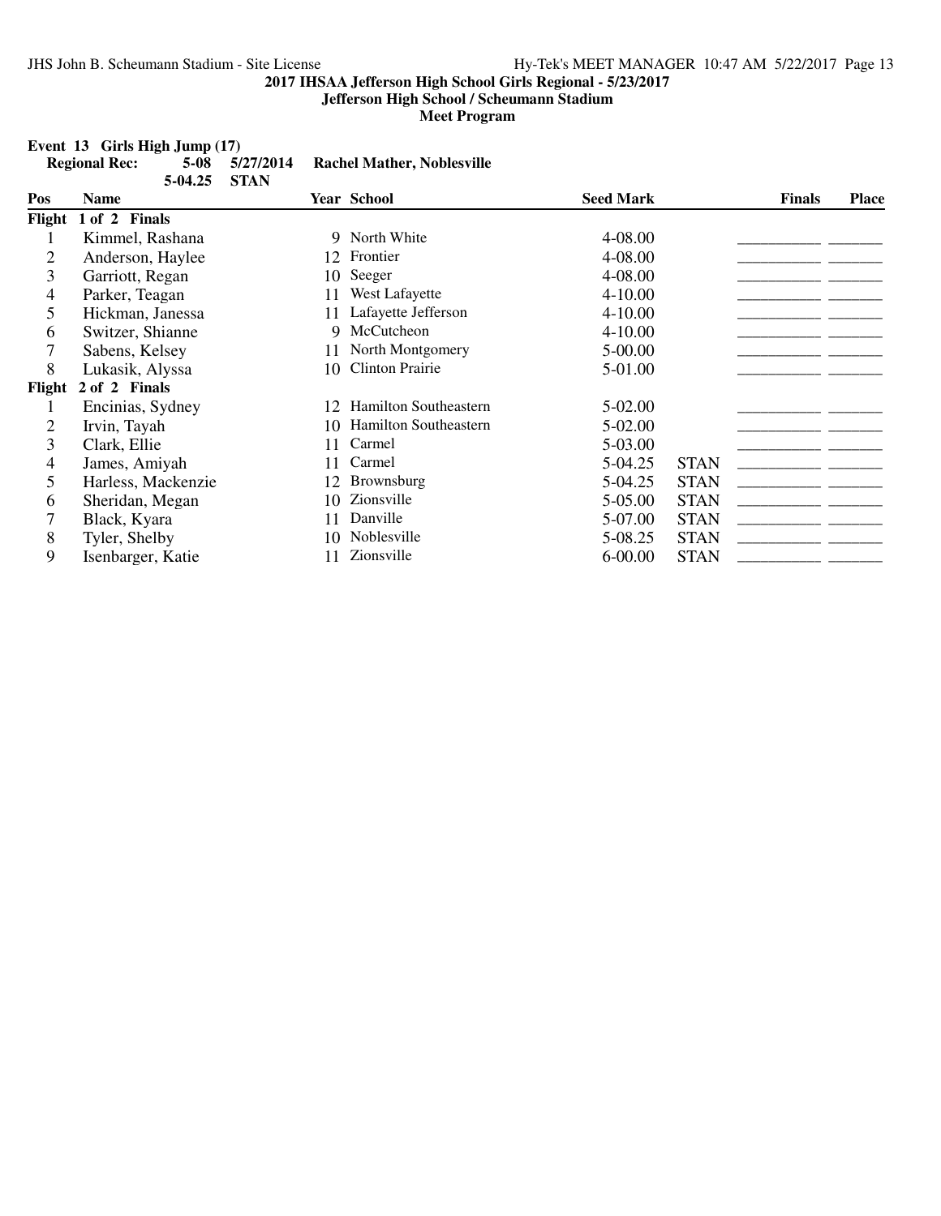**2017 IHSAA Jefferson High School Girls Regional - 5/23/2017**
**Jefferson High School / Scheumann Stadium**
**Meet Program**

**Event 13 Girls High Jump (17)**

| Regional Rec: | 5-08 | 5/27/2014 | Rachel Mather, Noblesville |
|---|---|---|---|
| | 5-04.25 | STAN | |

| Pos | Name | Year | School | Seed Mark | | Finals | Place |
|---|---|---|---|---|---|---|---|
| **Flight 1 of 2 Finals** | | | | | | | |
| 1 | Kimmel, Rashana | 9 | North White | 4-08.00 | | ________ | ______ |
| 2 | Anderson, Haylee | 12 | Frontier | 4-08.00 | | ________ | ______ |
| 3 | Garriott, Regan | 10 | Seeger | 4-08.00 | | ________ | ______ |
| 4 | Parker, Teagan | 11 | West Lafayette | 4-10.00 | | ________ | ______ |
| 5 | Hickman, Janessa | 11 | Lafayette Jefferson | 4-10.00 | | ________ | ______ |
| 6 | Switzer, Shianne | 9 | McCutcheon | 4-10.00 | | ________ | ______ |
| 7 | Sabens, Kelsey | 11 | North Montgomery | 5-00.00 | | ________ | ______ |
| 8 | Lukasik, Alyssa | 10 | Clinton Prairie | 5-01.00 | | ________ | ______ |
| **Flight 2 of 2 Finals** | | | | | | | |
| 1 | Encinias, Sydney | 12 | Hamilton Southeastern | 5-02.00 | | ________ | ______ |
| 2 | Irvin, Tayah | 10 | Hamilton Southeastern | 5-02.00 | | ________ | ______ |
| 3 | Clark, Ellie | 11 | Carmel | 5-03.00 | | ________ | ______ |
| 4 | James, Amiyah | 11 | Carmel | 5-04.25 | STAN | ________ | ______ |
| 5 | Harless, Mackenzie | 12 | Brownsburg | 5-04.25 | STAN | ________ | ______ |
| 6 | Sheridan, Megan | 10 | Zionsville | 5-05.00 | STAN | ________ | ______ |
| 7 | Black, Kyara | 11 | Danville | 5-07.00 | STAN | ________ | ______ |
| 8 | Tyler, Shelby | 10 | Noblesville | 5-08.25 | STAN | ________ | ______ |
| 9 | Isenbarger, Katie | 11 | Zionsville | 6-00.00 | STAN | ________ | ______ |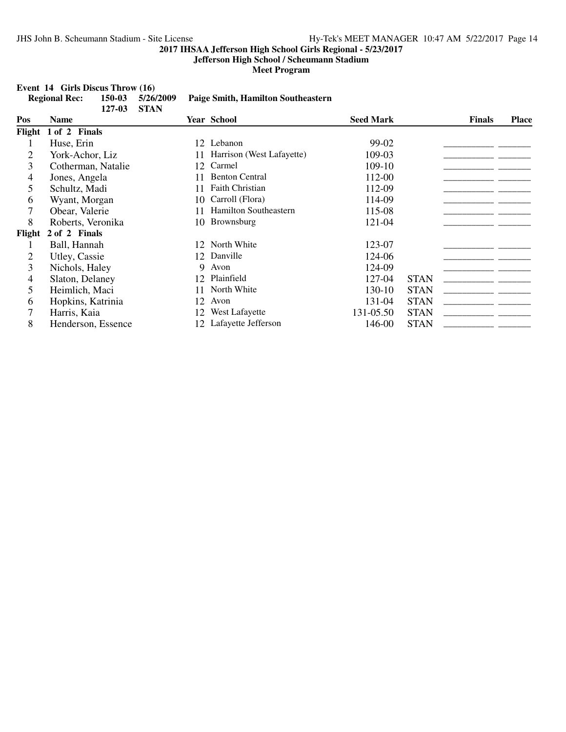**2017 IHSAA Jefferson High School Girls Regional - 5/23/2017**
**Jefferson High School / Scheumann Stadium**
**Meet Program**

**Event 14 Girls Discus Throw (16)**

| | | | |
|---|---|---|---|
| **Regional Rec:** | **150-03** | **5/26/2009** | **Paige Smith, Hamilton Southeastern** |
| | **127-03** | **STAN** | |

| Pos | Name | Year | School | Seed Mark | | Finals | Place |
|---|---|---|---|---|---|---|---|
| **Flight 1 of 2 Finals** | | | | | | | |
| 1 | Huse, Erin | 12 | Lebanon | 99-02 | | ________ | ______ |
| 2 | York-Achor, Liz | 11 | Harrison (West Lafayette) | 109-03 | | ________ | ______ |
| 3 | Cotherman, Natalie | 12 | Carmel | 109-10 | | ________ | ______ |
| 4 | Jones, Angela | 11 | Benton Central | 112-00 | | ________ | ______ |
| 5 | Schultz, Madi | 11 | Faith Christian | 112-09 | | ________ | ______ |
| 6 | Wyant, Morgan | 10 | Carroll (Flora) | 114-09 | | ________ | ______ |
| 7 | Obear, Valerie | 11 | Hamilton Southeastern | 115-08 | | ________ | ______ |
| 8 | Roberts, Veronika | 10 | Brownsburg | 121-04 | | ________ | ______ |
| **Flight 2 of 2 Finals** | | | | | | | |
| 1 | Ball, Hannah | 12 | North White | 123-07 | | ________ | ______ |
| 2 | Utley, Cassie | 12 | Danville | 124-06 | | ________ | ______ |
| 3 | Nichols, Haley | 9 | Avon | 124-09 | | ________ | ______ |
| 4 | Slaton, Delaney | 12 | Plainfield | 127-04 | STAN | ________ | ______ |
| 5 | Heimlich, Maci | 11 | North White | 130-10 | STAN | ________ | ______ |
| 6 | Hopkins, Katrinia | 12 | Avon | 131-04 | STAN | ________ | ______ |
| 7 | Harris, Kaia | 12 | West Lafayette | 131-05.50 | STAN | ________ | ______ |
| 8 | Henderson, Essence | 12 | Lafayette Jefferson | 146-00 | STAN | ________ | ______ |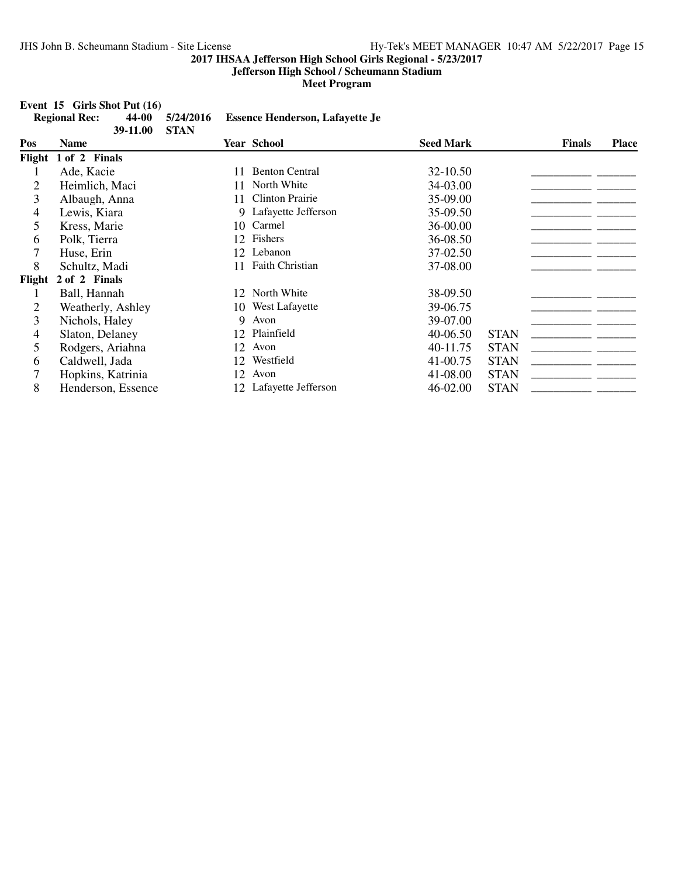**2017 IHSAA Jefferson High School Girls Regional - 5/23/2017**

**Jefferson High School / Scheumann Stadium**

**Meet Program**

**Event 15 Girls Shot Put (16)**

| Regional Rec: | 44-00 | 5/24/2016 | Essence Henderson, Lafayette Je |
|---|---|---|---|
| | 39-11.00 | STAN | |

| Pos | Name | Year | School | Seed Mark | | Finals | Place |
|---|---|---|---|---|---|---|---|
| **Flight 1 of 2 Finals** | | | | | | | |
| 1 | Ade, Kacie | 11 | Benton Central | 32-10.50 | | ________ | ______ |
| 2 | Heimlich, Maci | 11 | North White | 34-03.00 | | ________ | ______ |
| 3 | Albaugh, Anna | 11 | Clinton Prairie | 35-09.00 | | ________ | ______ |
| 4 | Lewis, Kiara | 9 | Lafayette Jefferson | 35-09.50 | | ________ | ______ |
| 5 | Kress, Marie | 10 | Carmel | 36-00.00 | | ________ | ______ |
| 6 | Polk, Tierra | 12 | Fishers | 36-08.50 | | ________ | ______ |
| 7 | Huse, Erin | 12 | Lebanon | 37-02.50 | | ________ | ______ |
| 8 | Schultz, Madi | 11 | Faith Christian | 37-08.00 | | ________ | ______ |
| **Flight 2 of 2 Finals** | | | | | | | |
| 1 | Ball, Hannah | 12 | North White | 38-09.50 | | ________ | ______ |
| 2 | Weatherly, Ashley | 10 | West Lafayette | 39-06.75 | | ________ | ______ |
| 3 | Nichols, Haley | 9 | Avon | 39-07.00 | | ________ | ______ |
| 4 | Slaton, Delaney | 12 | Plainfield | 40-06.50 | STAN | ________ | ______ |
| 5 | Rodgers, Ariahna | 12 | Avon | 40-11.75 | STAN | ________ | ______ |
| 6 | Caldwell, Jada | 12 | Westfield | 41-00.75 | STAN | ________ | ______ |
| 7 | Hopkins, Katrinia | 12 | Avon | 41-08.00 | STAN | ________ | ______ |
| 8 | Henderson, Essence | 12 | Lafayette Jefferson | 46-02.00 | STAN | ________ | ______ |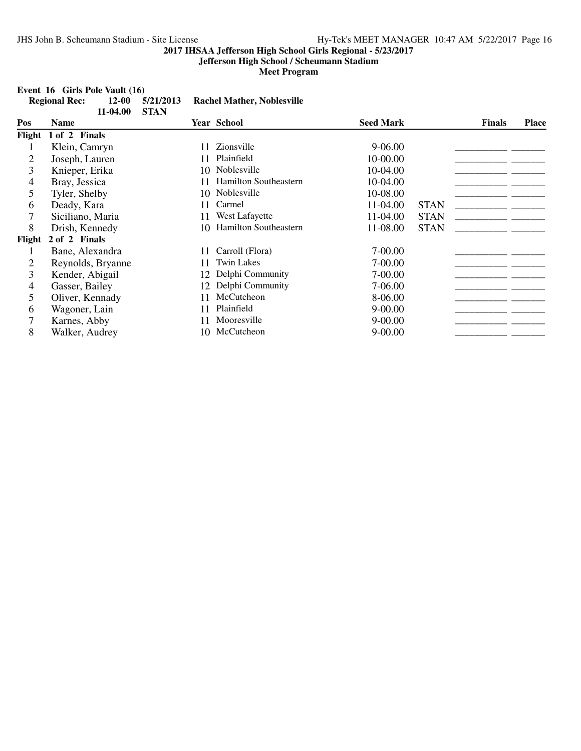**2017 IHSAA Jefferson High School Girls Regional - 5/23/2017**

**Jefferson High School / Scheumann Stadium**

**Meet Program**

**Event 16 Girls Pole Vault (16)**

**Regional Rec: 12-00 5/21/2013 Rachel Mather, Noblesville**

**11-04.00 STAN**

| Pos | Name | Year | School | Seed Mark | | Finals | Place |
|---|---|---|---|---|---|---|---|
| **Flight 1 of 2 Finals** | | | | | | | |
| 1 | Klein, Camryn | 11 | Zionsville | 9-06.00 | | ___________ | _______ |
| 2 | Joseph, Lauren | 11 | Plainfield | 10-00.00 | | ___________ | _______ |
| 3 | Knieper, Erika | 10 | Noblesville | 10-04.00 | | ___________ | _______ |
| 4 | Bray, Jessica | 11 | Hamilton Southeastern | 10-04.00 | | ___________ | _______ |
| 5 | Tyler, Shelby | 10 | Noblesville | 10-08.00 | | ___________ | _______ |
| 6 | Deady, Kara | 11 | Carmel | 11-04.00 | STAN | ___________ | _______ |
| 7 | Siciliano, Maria | 11 | West Lafayette | 11-04.00 | STAN | ___________ | _______ |
| 8 | Drish, Kennedy | 10 | Hamilton Southeastern | 11-08.00 | STAN | ___________ | _______ |
| **Flight 2 of 2 Finals** | | | | | | | |
| 1 | Bane, Alexandra | 11 | Carroll (Flora) | 7-00.00 | | ___________ | _______ |
| 2 | Reynolds, Bryanne | 11 | Twin Lakes | 7-00.00 | | ___________ | _______ |
| 3 | Kender, Abigail | 12 | Delphi Community | 7-00.00 | | ___________ | _______ |
| 4 | Gasser, Bailey | 12 | Delphi Community | 7-06.00 | | ___________ | _______ |
| 5 | Oliver, Kennady | 11 | McCutcheon | 8-06.00 | | ___________ | _______ |
| 6 | Wagoner, Lain | 11 | Plainfield | 9-00.00 | | ___________ | _______ |
| 7 | Karnes, Abby | 11 | Mooresville | 9-00.00 | | ___________ | _______ |
| 8 | Walker, Audrey | 10 | McCutcheon | 9-00.00 | | ___________ | _______ |